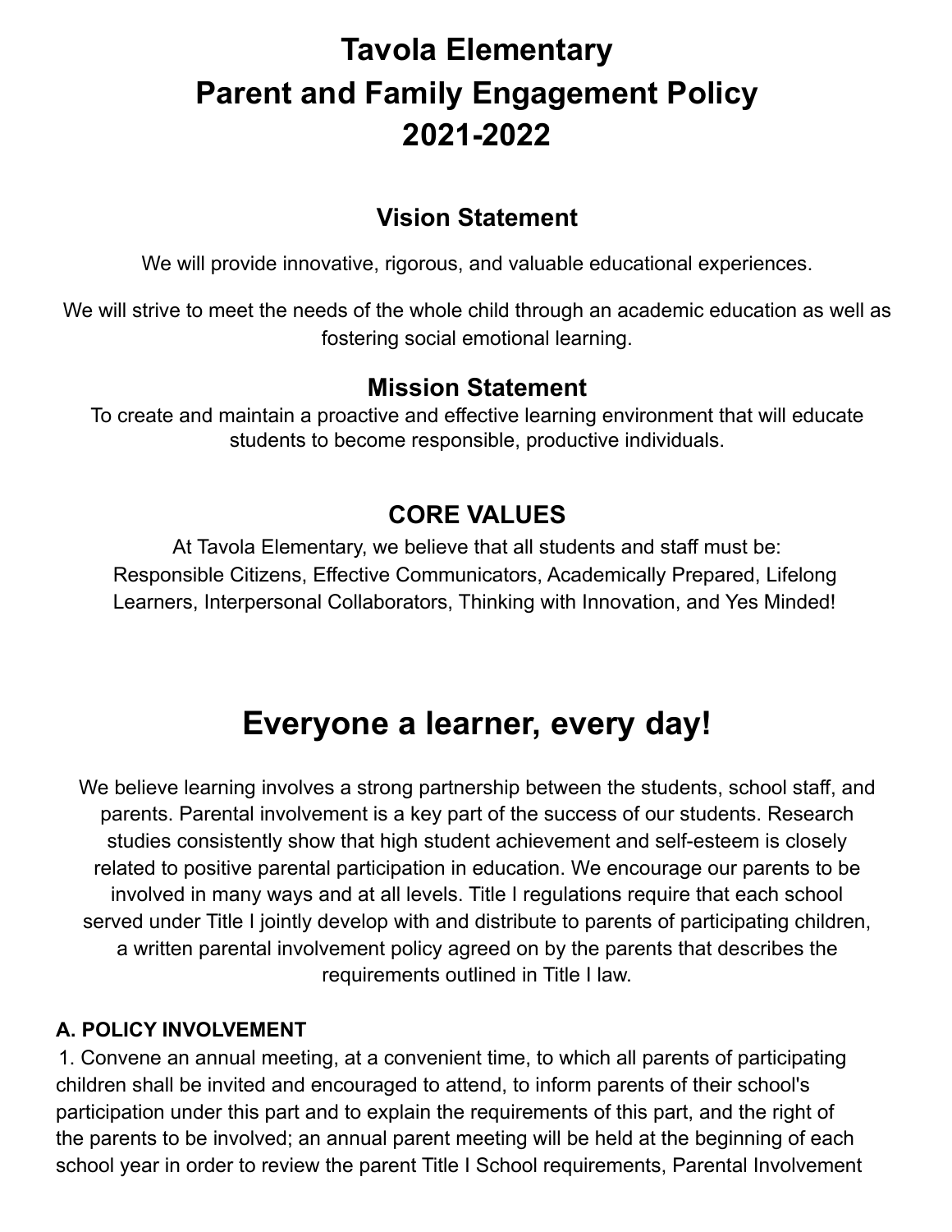# Tavola Elementary
# Parent and Family Engagement Policy
# 2021-2022

## Vision Statement

We will provide innovative, rigorous, and valuable educational experiences.

We will strive to meet the needs of the whole child through an academic education as well as fostering social emotional learning.

## Mission Statement

To create and maintain a proactive and effective learning environment that will educate students to become responsible, productive individuals.

## CORE VALUES

At Tavola Elementary, we believe that all students and staff must be:
Responsible Citizens, Effective Communicators, Academically Prepared, Lifelong Learners, Interpersonal Collaborators, Thinking with Innovation, and Yes Minded!

# Everyone a learner, every day!

We believe learning involves a strong partnership between the students, school staff, and parents. Parental involvement is a key part of the success of our students. Research studies consistently show that high student achievement and self-esteem is closely related to positive parental participation in education. We encourage our parents to be involved in many ways and at all levels. Title I regulations require that each school served under Title I jointly develop with and distribute to parents of participating children, a written parental involvement policy agreed on by the parents that describes the requirements outlined in Title I law.

**A. POLICY INVOLVEMENT**

1. Convene an annual meeting, at a convenient time, to which all parents of participating children shall be invited and encouraged to attend, to inform parents of their school's participation under this part and to explain the requirements of this part, and the right of the parents to be involved; an annual parent meeting will be held at the beginning of each school year in order to review the parent Title I School requirements, Parental Involvement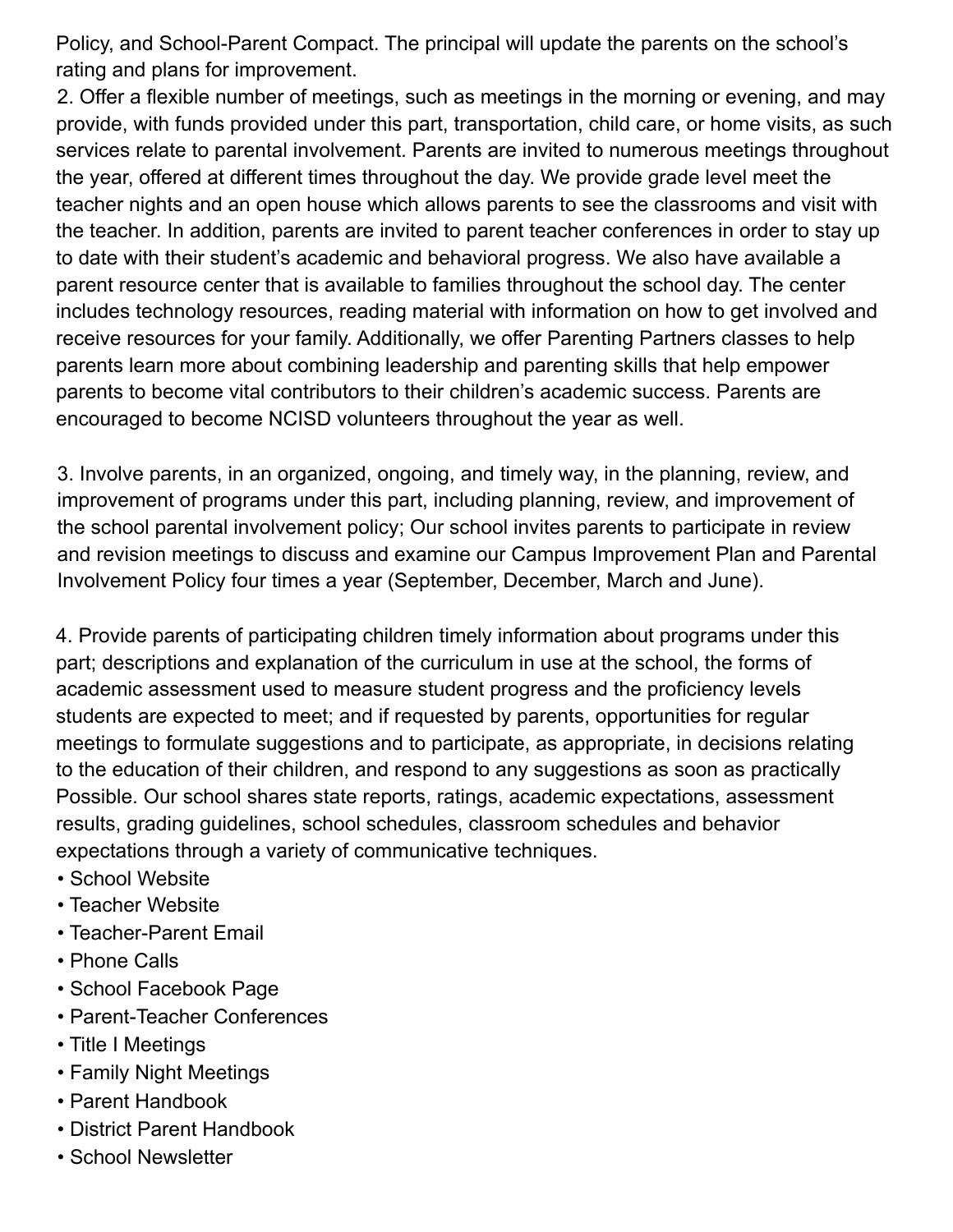Policy, and School-Parent Compact. The principal will update the parents on the school's rating and plans for improvement.

2. Offer a flexible number of meetings, such as meetings in the morning or evening, and may provide, with funds provided under this part, transportation, child care, or home visits, as such services relate to parental involvement. Parents are invited to numerous meetings throughout the year, offered at different times throughout the day. We provide grade level meet the teacher nights and an open house which allows parents to see the classrooms and visit with the teacher. In addition, parents are invited to parent teacher conferences in order to stay up to date with their student's academic and behavioral progress. We also have available a parent resource center that is available to families throughout the school day. The center includes technology resources, reading material with information on how to get involved and receive resources for your family. Additionally, we offer Parenting Partners classes to help parents learn more about combining leadership and parenting skills that help empower parents to become vital contributors to their children's academic success. Parents are encouraged to become NCISD volunteers throughout the year as well.

3. Involve parents, in an organized, ongoing, and timely way, in the planning, review, and improvement of programs under this part, including planning, review, and improvement of the school parental involvement policy; Our school invites parents to participate in review and revision meetings to discuss and examine our Campus Improvement Plan and Parental Involvement Policy four times a year (September, December, March and June).

4. Provide parents of participating children timely information about programs under this part; descriptions and explanation of the curriculum in use at the school, the forms of academic assessment used to measure student progress and the proficiency levels students are expected to meet; and if requested by parents, opportunities for regular meetings to formulate suggestions and to participate, as appropriate, in decisions relating to the education of their children, and respond to any suggestions as soon as practically Possible. Our school shares state reports, ratings, academic expectations, assessment results, grading guidelines, school schedules, classroom schedules and behavior expectations through a variety of communicative techniques.

- School Website
- Teacher Website
- Teacher-Parent Email
- Phone Calls
- School Facebook Page
- Parent-Teacher Conferences
- Title I Meetings
- Family Night Meetings
- Parent Handbook
- District Parent Handbook
- School Newsletter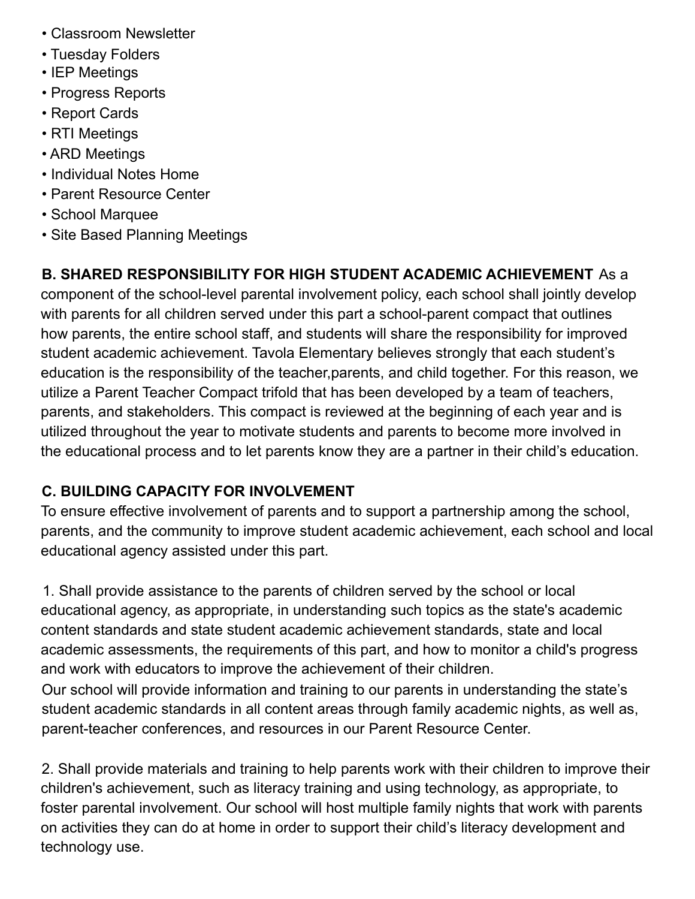- Classroom Newsletter
- Tuesday Folders
- IEP Meetings
- Progress Reports
- Report Cards
- RTI Meetings
- ARD Meetings
- Individual Notes Home
- Parent Resource Center
- School Marquee
- Site Based Planning Meetings

**B. SHARED RESPONSIBILITY FOR HIGH STUDENT ACADEMIC ACHIEVEMENT** As a component of the school-level parental involvement policy, each school shall jointly develop with parents for all children served under this part a school-parent compact that outlines how parents, the entire school staff, and students will share the responsibility for improved student academic achievement. Tavola Elementary believes strongly that each student's education is the responsibility of the teacher,parents, and child together. For this reason, we utilize a Parent Teacher Compact trifold that has been developed by a team of teachers, parents, and stakeholders. This compact is reviewed at the beginning of each year and is utilized throughout the year to motivate students and parents to become more involved in the educational process and to let parents know they are a partner in their child's education.

**C. BUILDING CAPACITY FOR INVOLVEMENT**

To ensure effective involvement of parents and to support a partnership among the school, parents, and the community to improve student academic achievement, each school and local educational agency assisted under this part.

1. Shall provide assistance to the parents of children served by the school or local educational agency, as appropriate, in understanding such topics as the state's academic content standards and state student academic achievement standards, state and local academic assessments, the requirements of this part, and how to monitor a child's progress and work with educators to improve the achievement of their children.
Our school will provide information and training to our parents in understanding the state's student academic standards in all content areas through family academic nights, as well as, parent-teacher conferences, and resources in our Parent Resource Center.

2. Shall provide materials and training to help parents work with their children to improve their children's achievement, such as literacy training and using technology, as appropriate, to foster parental involvement. Our school will host multiple family nights that work with parents on activities they can do at home in order to support their child's literacy development and technology use.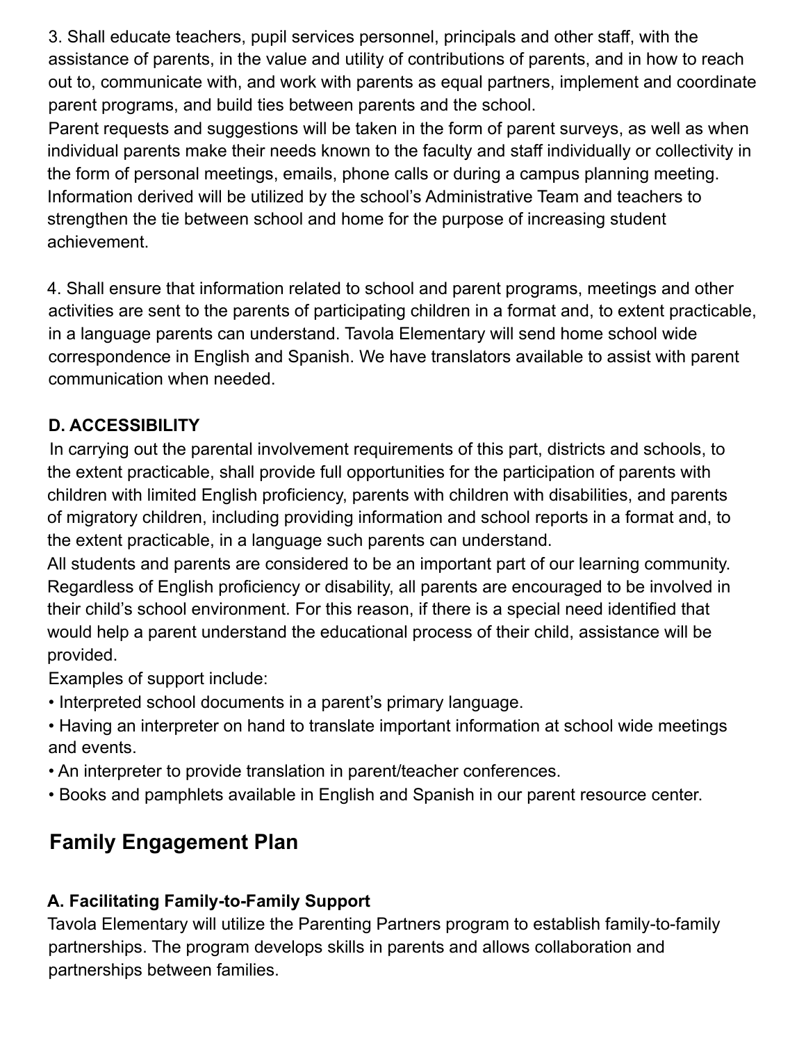3. Shall educate teachers, pupil services personnel, principals and other staff, with the assistance of parents, in the value and utility of contributions of parents, and in how to reach out to, communicate with, and work with parents as equal partners, implement and coordinate parent programs, and build ties between parents and the school.

Parent requests and suggestions will be taken in the form of parent surveys, as well as when individual parents make their needs known to the faculty and staff individually or collectivity in the form of personal meetings, emails, phone calls or during a campus planning meeting. Information derived will be utilized by the school's Administrative Team and teachers to strengthen the tie between school and home for the purpose of increasing student achievement.

4. Shall ensure that information related to school and parent programs, meetings and other activities are sent to the parents of participating children in a format and, to extent practicable, in a language parents can understand. Tavola Elementary will send home school wide correspondence in English and Spanish. We have translators available to assist with parent communication when needed.

### D. ACCESSIBILITY

In carrying out the parental involvement requirements of this part, districts and schools, to the extent practicable, shall provide full opportunities for the participation of parents with children with limited English proficiency, parents with children with disabilities, and parents of migratory children, including providing information and school reports in a format and, to the extent practicable, in a language such parents can understand.

All students and parents are considered to be an important part of our learning community. Regardless of English proficiency or disability, all parents are encouraged to be involved in their child's school environment. For this reason, if there is a special need identified that would help a parent understand the educational process of their child, assistance will be provided.

Examples of support include:

- Interpreted school documents in a parent's primary language.
- Having an interpreter on hand to translate important information at school wide meetings and events.
- An interpreter to provide translation in parent/teacher conferences.
- Books and pamphlets available in English and Spanish in our parent resource center.

## Family Engagement Plan

### A. Facilitating Family-to-Family Support

Tavola Elementary will utilize the Parenting Partners program to establish family-to-family partnerships. The program develops skills in parents and allows collaboration and partnerships between families.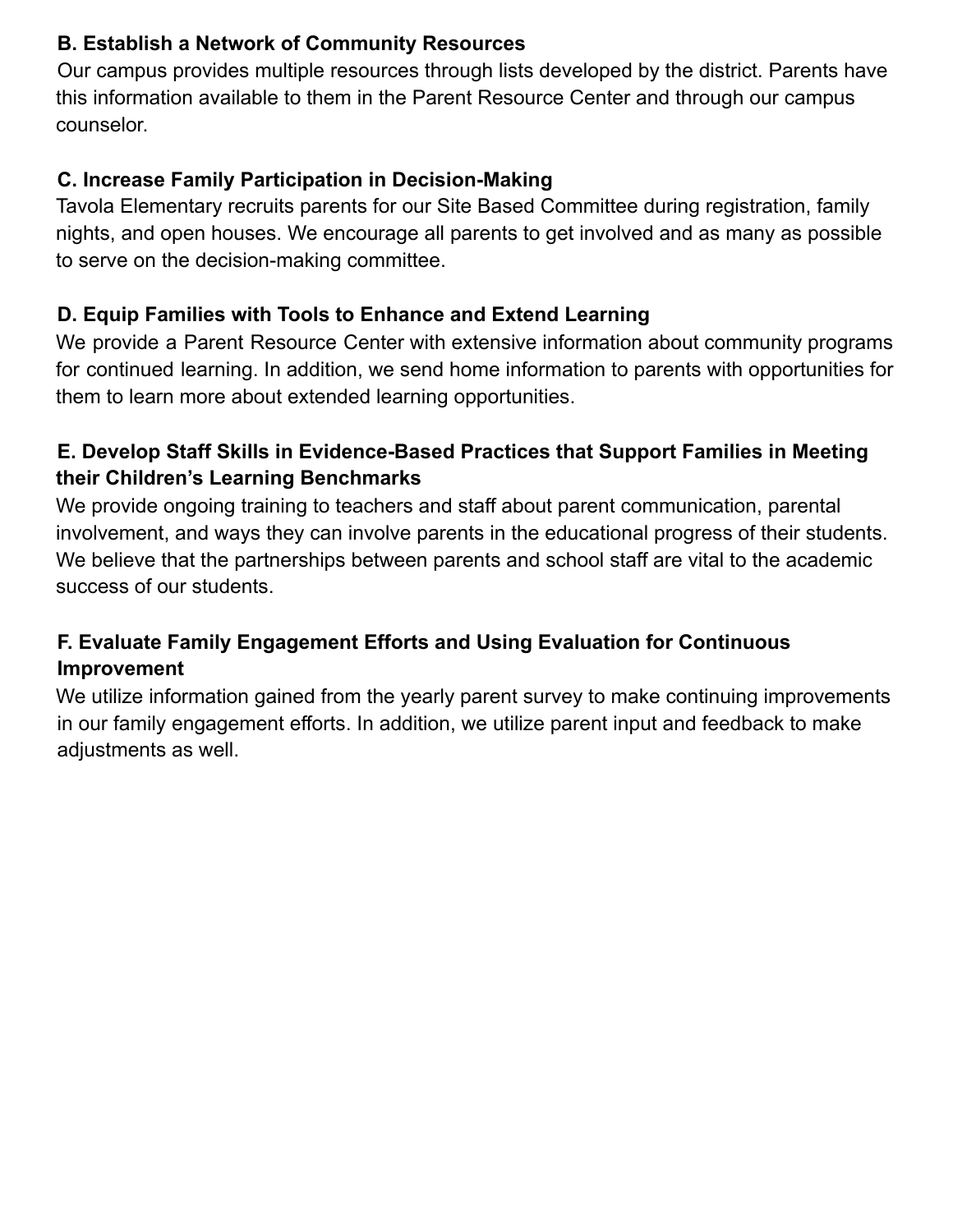### B. Establish a Network of Community Resources

Our campus provides multiple resources through lists developed by the district. Parents have this information available to them in the Parent Resource Center and through our campus counselor.

### C. Increase Family Participation in Decision-Making

Tavola Elementary recruits parents for our Site Based Committee during registration, family nights, and open houses. We encourage all parents to get involved and as many as possible to serve on the decision-making committee.

### D. Equip Families with Tools to Enhance and Extend Learning

We provide a Parent Resource Center with extensive information about community programs for continued learning. In addition, we send home information to parents with opportunities for them to learn more about extended learning opportunities.

### E. Develop Staff Skills in Evidence-Based Practices that Support Families in Meeting their Children's Learning Benchmarks

We provide ongoing training to teachers and staff about parent communication, parental involvement, and ways they can involve parents in the educational progress of their students. We believe that the partnerships between parents and school staff are vital to the academic success of our students.

### F. Evaluate Family Engagement Efforts and Using Evaluation for Continuous Improvement

We utilize information gained from the yearly parent survey to make continuing improvements in our family engagement efforts. In addition, we utilize parent input and feedback to make adjustments as well.